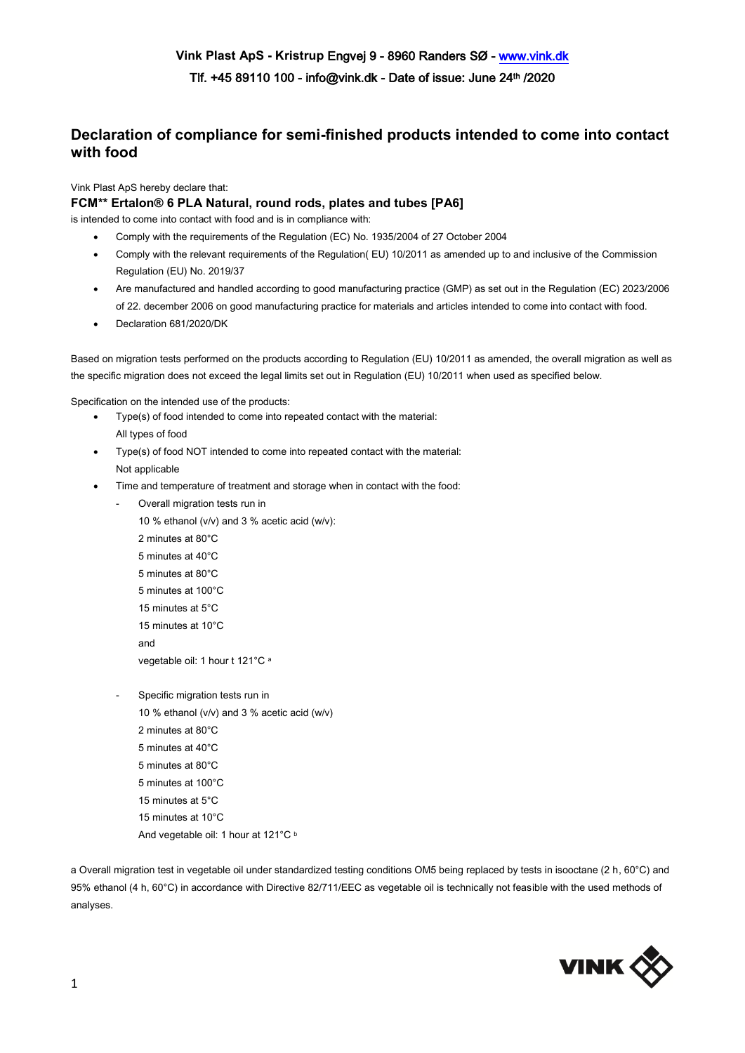Vink Plast ApS - Kristrup Engvej 9 - 8960 Randers SØ - www.vink.dk

Tlf. +45 89110 100 - info@vink.dk - Date of issue: June 24th /2020

## Declaration of compliance for semi-finished products intended to come into contact with food

Vink Plast ApS hereby declare that:

**FCM** Ertalon® 6 PLA Natural, round rods, plates and tubes [PA6]**

is intended to come into contact with food and is in compliance with:

- Comply with the requirements of the Regulation (EC) No. 1935/2004 of 27 October 2004
- Comply with the relevant requirements of the Regulation( EU) 10/2011 as amended up to and inclusive of the Commission Regulation (EU) No. 2019/37
- Are manufactured and handled according to good manufacturing practice (GMP) as set out in the Regulation (EC) 2023/2006 of 22. december 2006 on good manufacturing practice for materials and articles intended to come into contact with food.
- Declaration 681/2020/DK

Based on migration tests performed on the products according to Regulation (EU) 10/2011 as amended, the overall migration as well as the specific migration does not exceed the legal limits set out in Regulation (EU) 10/2011 when used as specified below.

Specification on the intended use of the products:

- Type(s) of food intended to come into repeated contact with the material:
  All types of food
- Type(s) of food NOT intended to come into repeated contact with the material:
  Not applicable
- Time and temperature of treatment and storage when in contact with the food:
  - Overall migration tests run in
    10 % ethanol (v/v) and 3 % acetic acid (w/v):
    2 minutes at 80°C
    5 minutes at 40°C
    5 minutes at 80°C
    5 minutes at 100°C
    15 minutes at 5°C
    15 minutes at 10°C
    and
    vegetable oil: 1 hour t 121°C [a]
  - Specific migration tests run in
    10 % ethanol (v/v) and 3 % acetic acid (w/v)
    2 minutes at 80°C
    5 minutes at 40°C
    5 minutes at 80°C
    5 minutes at 100°C
    15 minutes at 5°C
    15 minutes at 10°C
    And vegetable oil: 1 hour at 121°C [b]

a Overall migration test in vegetable oil under standardized testing conditions OM5 being replaced by tests in isooctane (2 h, 60°C) and 95% ethanol (4 h, 60°C) in accordance with Directive 82/711/EEC as vegetable oil is technically not feasible with the used methods of analyses.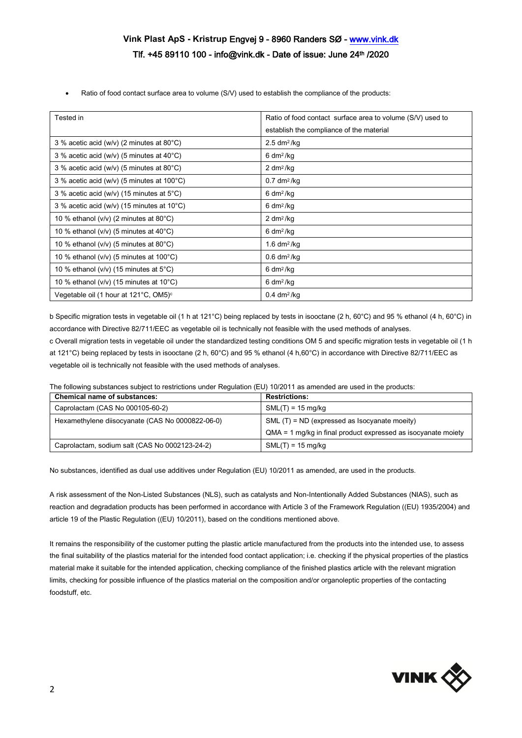- Ratio of food contact surface area to volume (S/V) used to establish the compliance of the products:

| Tested in | Ratio of food contact surface area to volume (S/V) used to establish the compliance of the material |
|---|---|
| 3 % acetic acid (w/v) (2 minutes at 80°C) | 2.5 $dm^2$/kg |
| 3 % acetic acid (w/v) (5 minutes at 40°C) | 6 $dm^2$/kg |
| 3 % acetic acid (w/v) (5 minutes at 80°C) | 2 $dm^2$/kg |
| 3 % acetic acid (w/v) (5 minutes at 100°C) | 0.7 $dm^2$/kg |
| 3 % acetic acid (w/v) (15 minutes at 5°C) | 6 $dm^2$/kg |
| 3 % acetic acid (w/v) (15 minutes at 10°C) | 6 $dm^2$/kg |
| 10 % ethanol (v/v) (2 minutes at 80°C) | 2 $dm^2$/kg |
| 10 % ethanol (v/v) (5 minutes at 40°C) | 6 $dm^2$/kg |
| 10 % ethanol (v/v) (5 minutes at 80°C) | 1.6 $dm^2$/kg |
| 10 % ethanol (v/v) (5 minutes at 100°C) | 0.6 $dm^2$/kg |
| 10 % ethanol (v/v) (15 minutes at 5°C) | 6 $dm^2$/kg |
| 10 % ethanol (v/v) (15 minutes at 10°C) | 6 $dm^2$/kg |
| Vegetable oil (1 hour at 121°C, OM5)[c] | 0.4 $dm^2$/kg |

b Specific migration tests in vegetable oil (1 h at 121°C) being replaced by tests in isooctane (2 h, 60°C) and 95 % ethanol (4 h, 60°C) in accordance with Directive 82/711/EEC as vegetable oil is technically not feasible with the used methods of analyses.

c Overall migration tests in vegetable oil under the standardized testing conditions OM 5 and specific migration tests in vegetable oil (1 h at 121°C) being replaced by tests in isooctane (2 h, 60°C) and 95 % ethanol (4 h,60°C) in accordance with Directive 82/711/EEC as vegetable oil is technically not feasible with the used methods of analyses.

The following substances subject to restrictions under Regulation (EU) 10/2011 as amended are used in the products:

| **Chemical name of substances:** | **Restrictions:** |
|---|---|
| Caprolactam (CAS No 000105-60-2) | SML(T) = 15 mg/kg |
| Hexamethylene diisocyanate (CAS No 0000822-06-0) | SML (T) = ND (expressed as Isocyanate moeity)<br>QMA = 1 mg/kg in final product expressed as isocyanate moiety |
| Caprolactam, sodium salt (CAS No 0002123-24-2) | SML(T) = 15 mg/kg |

No substances, identified as dual use additives under Regulation (EU) 10/2011 as amended, are used in the products.

A risk assessment of the Non-Listed Substances (NLS), such as catalysts and Non-Intentionally Added Substances (NIAS), such as reaction and degradation products has been performed in accordance with Article 3 of the Framework Regulation ((EU) 1935/2004) and article 19 of the Plastic Regulation ((EU) 10/2011), based on the conditions mentioned above.

It remains the responsibility of the customer putting the plastic article manufactured from the products into the intended use, to assess the final suitability of the plastics material for the intended food contact application; i.e. checking if the physical properties of the plastics material make it suitable for the intended application, checking compliance of the finished plastics article with the relevant migration limits, checking for possible influence of the plastics material on the composition and/or organoleptic properties of the contacting foodstuff, etc.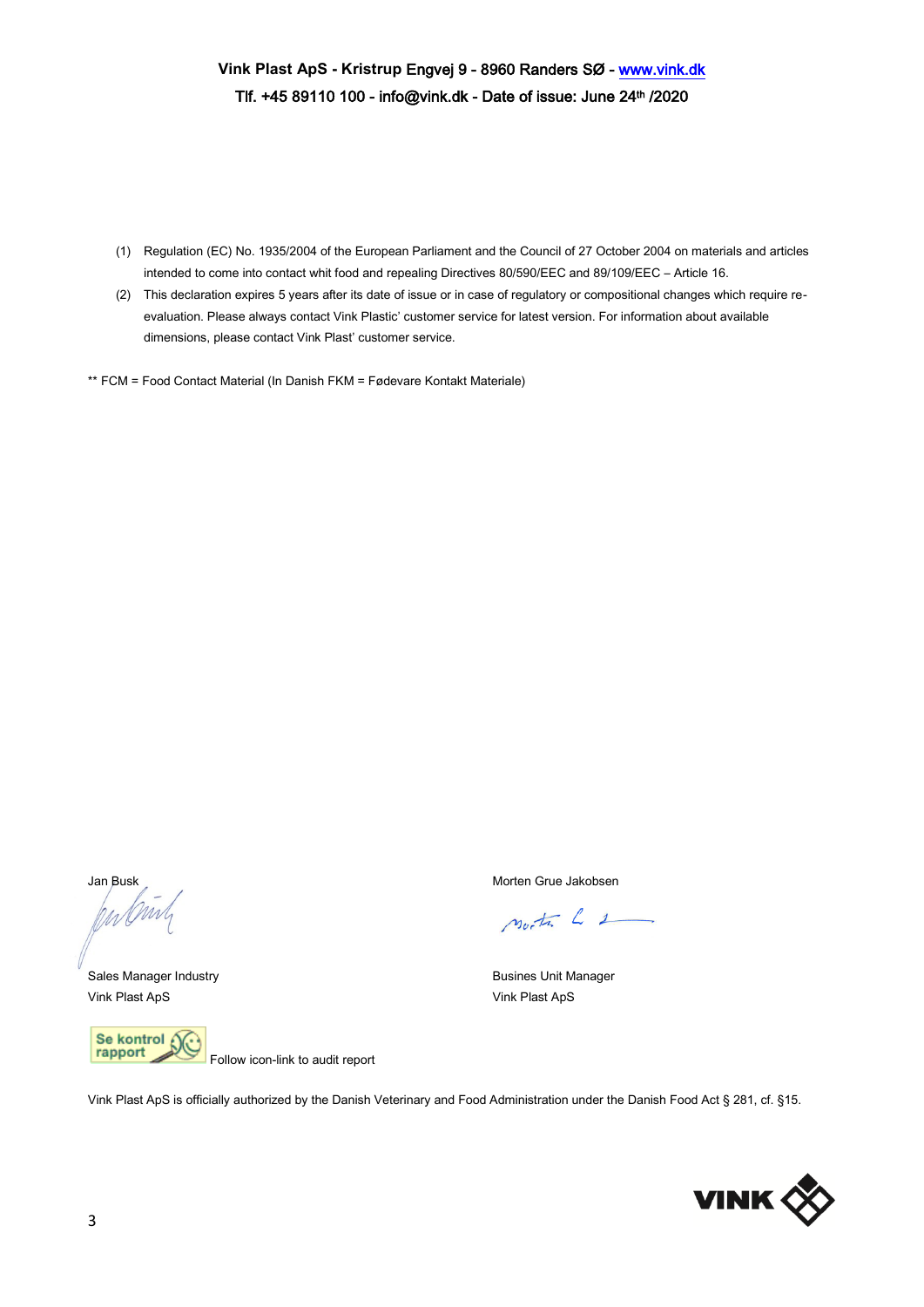Vink Plast ApS - Kristrup Engvej 9 - 8960 Randers SØ - www.vink.dk
Tlf. +45 89110 100 - info@vink.dk - Date of issue: June 24th /2020

(1) Regulation (EC) No. 1935/2004 of the European Parliament and the Council of 27 October 2004 on materials and articles intended to come into contact whit food and repealing Directives 80/590/EEC and 89/109/EEC – Article 16.

(2) This declaration expires 5 years after its date of issue or in case of regulatory or compositional changes which require re-evaluation. Please always contact Vink Plastic' customer service for latest version. For information about available dimensions, please contact Vink Plast' customer service.

** FCM = Food Contact Material (In Danish FKM = Fødevare Kontakt Materiale)

Jan Busk

Sales Manager Industry
Vink Plast ApS

Morten Grue Jakobsen

Busines Unit Manager
Vink Plast ApS

Se kontrol rapport Follow icon-link to audit report

Vink Plast ApS is officially authorized by the Danish Veterinary and Food Administration under the Danish Food Act § 281, cf. §15.

VINK